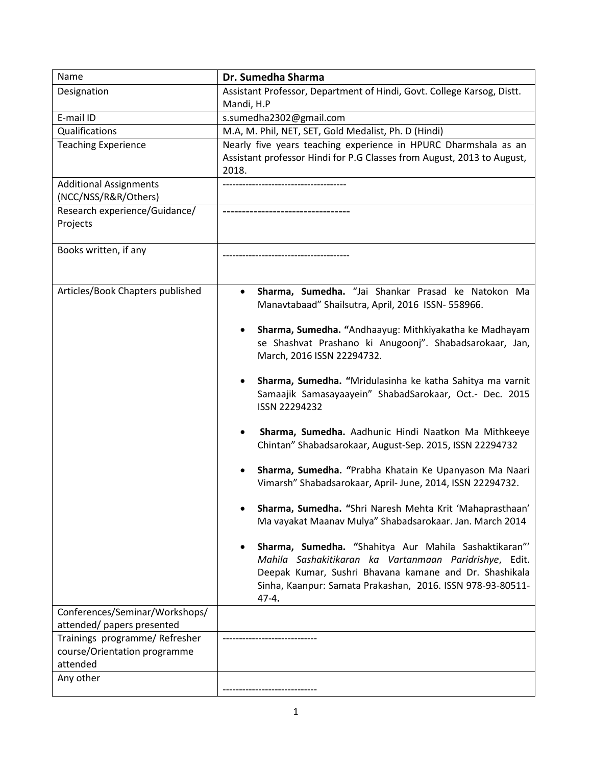| Name | **Dr. Sumedha Sharma** |
|---|---|
| Designation | Assistant Professor, Department of Hindi, Govt. College Karsog, Distt. Mandi, H.P |
| E-mail ID | s.sumedha2302@gmail.com |
| Qualifications | M.A, M. Phil, NET, SET, Gold Medalist, Ph. D (Hindi) |
| Teaching Experience | Nearly five years teaching experience in HPURC Dharmshala as an Assistant professor Hindi for P.G Classes from August, 2013 to August, 2018. |
| Additional Assignments (NCC/NSS/R&R/Others) | -------------------------------------- |
| Research experience/Guidance/ Projects | **---------------------------------** |
| Books written, if any | -------------------------------------- |
| Articles/Book Chapters published | • **Sharma, Sumedha.** "Jai Shankar Prasad ke Natokon Ma Manavtabaad" Shailsutra, April, 2016 ISSN- 558966.<br><br>• **Sharma, Sumedha. "**Andhaayug: Mithkiyakatha ke Madhayam se Shashvat Prashano ki Anugoonj". Shabadsarokaar, Jan, March, 2016 ISSN 22294732.<br><br>• **Sharma, Sumedha. "**Mridulasinha ke katha Sahitya ma varnit Samaajik Samasayaayein" ShabadSarokaar, Oct.- Dec. 2015 ISSN 22294232<br><br>• **Sharma, Sumedha.** Aadhunic Hindi Naatkon Ma Mithkeeye Chintan" Shabadsarokaar, August-Sep. 2015, ISSN 22294732<br><br>• **Sharma, Sumedha. "**Prabha Khatain Ke Upanyason Ma Naari Vimarsh" Shabadsarokaar, April- June, 2014, ISSN 22294732.<br><br>• **Sharma, Sumedha. "**Shri Naresh Mehta Krit 'Mahaprasthaan' Ma vayakat Maanav Mulya" Shabadsarokaar. Jan. March 2014<br><br>• **Sharma, Sumedha. "**Shahitya Aur Mahila Sashaktikaran"' *Mahila Sashakitikaran ka Vartanmaan Paridrishye*, Edit. Deepak Kumar, Sushri Bhavana kamane and Dr. Shashikala Sinha, Kaanpur: Samata Prakashan, 2016. ISSN 978-93-80511-47-4**.** |
| Conferences/Seminar/Workshops/ attended/ papers presented | |
| Trainings programme/ Refresher course/Orientation programme attended | ---------------------------- |
| Any other | ---------------------------- |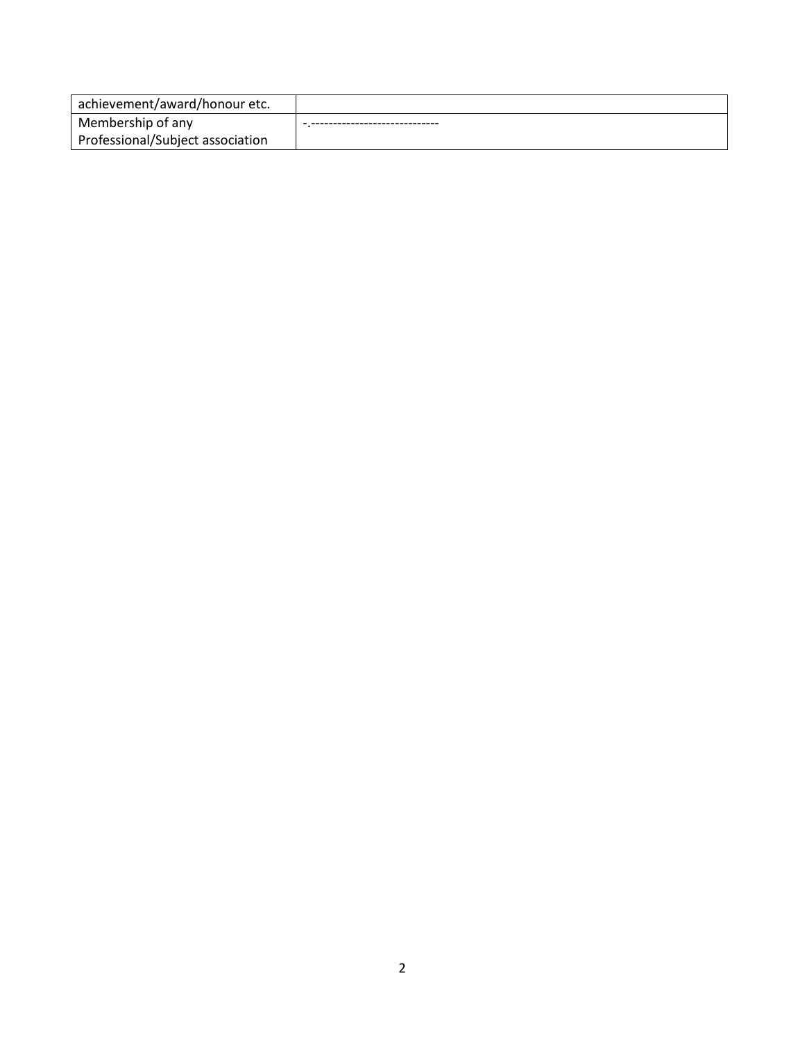| | |
|---|---|
| achievement/award/honour etc. | |
| Membership of any Professional/Subject association | -.---------------------------- |